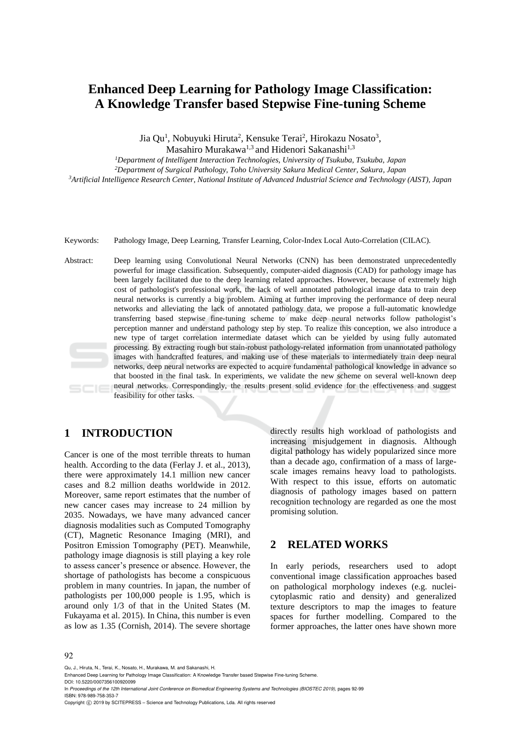# Enhanced Deep Learning for Pathology Image Classification: A Knowledge Transfer based Stepwise Fine-tuning Scheme

Jia Qu[1], Nobuyuki Hiruta[2], Kensuke Terai[2], Hirokazu Nosato[3], Masahiro Murakawa[1,3] and Hidenori Sakanashi[1,3]

[1]*Department of Intelligent Interaction Technologies, University of Tsukuba, Tsukuba, Japan*
[2]*Department of Surgical Pathology, Toho University Sakura Medical Center, Sakura, Japan*
[3]*Artificial Intelligence Research Center, National Institute of Advanced Industrial Science and Technology (AIST), Japan*

Keywords: Pathology Image, Deep Learning, Transfer Learning, Color-Index Local Auto-Correlation (CILAC).

Abstract: Deep learning using Convolutional Neural Networks (CNN) has been demonstrated unprecedentedly powerful for image classification. Subsequently, computer-aided diagnosis (CAD) for pathology image has been largely facilitated due to the deep learning related approaches. However, because of extremely high cost of pathologist's professional work, the lack of well annotated pathological image data to train deep neural networks is currently a big problem. Aiming at further improving the performance of deep neural networks and alleviating the lack of annotated pathology data, we propose a full-automatic knowledge transferring based stepwise fine-tuning scheme to make deep neural networks follow pathologist's perception manner and understand pathology step by step. To realize this conception, we also introduce a new type of target correlation intermediate dataset which can be yielded by using fully automated processing. By extracting rough but stain-robust pathology-related information from unannotated pathology images with handcrafted features, and making use of these materials to intermediately train deep neural networks, deep neural networks are expected to acquire fundamental pathological knowledge in advance so that boosted in the final task. In experiments, we validate the new scheme on several well-known deep neural networks. Correspondingly, the results present solid evidence for the effectiveness and suggest feasibility for other tasks.

## 1 INTRODUCTION

Cancer is one of the most terrible threats to human health. According to the data (Ferlay J. et al., 2013), there were approximately 14.1 million new cancer cases and 8.2 million deaths worldwide in 2012. Moreover, same report estimates that the number of new cancer cases may increase to 24 million by 2035. Nowadays, we have many advanced cancer diagnosis modalities such as Computed Tomography (CT), Magnetic Resonance Imaging (MRI), and Positron Emission Tomography (PET). Meanwhile, pathology image diagnosis is still playing a key role to assess cancer's presence or absence. However, the shortage of pathologists has become a conspicuous problem in many countries. In japan, the number of pathologists per 100,000 people is 1.95, which is around only 1/3 of that in the United States (M. Fukayama et al. 2015). In China, this number is even as low as 1.35 (Cornish, 2014). The severe shortage directly results high workload of pathologists and increasing misjudgement in diagnosis. Although digital pathology has widely popularized since more than a decade ago, confirmation of a mass of large-scale images remains heavy load to pathologists. With respect to this issue, efforts on automatic diagnosis of pathology images based on pattern recognition technology are regarded as one the most promising solution.

## 2 RELATED WORKS

In early periods, researchers used to adopt conventional image classification approaches based on pathological morphology indexes (e.g. nuclei-cytoplasmic ratio and density) and generalized texture descriptors to map the images to feature spaces for further modelling. Compared to the former approaches, the latter ones have shown more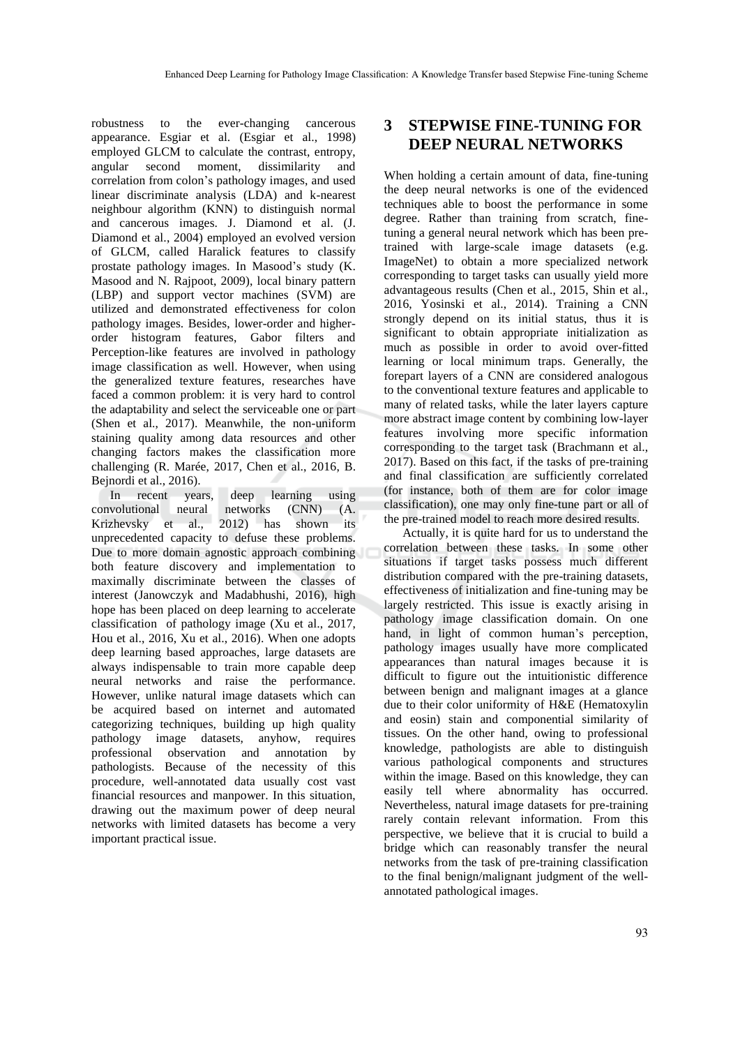robustness to the ever-changing cancerous appearance. Esgiar et al. (Esgiar et al., 1998) employed GLCM to calculate the contrast, entropy, angular second moment, dissimilarity and correlation from colon's pathology images, and used linear discriminate analysis (LDA) and k-nearest neighbour algorithm (KNN) to distinguish normal and cancerous images. J. Diamond et al. (J. Diamond et al., 2004) employed an evolved version of GLCM, called Haralick features to classify prostate pathology images. In Masood's study (K. Masood and N. Rajpoot, 2009), local binary pattern (LBP) and support vector machines (SVM) are utilized and demonstrated effectiveness for colon pathology images. Besides, lower-order and higher-order histogram features, Gabor filters and Perception-like features are involved in pathology image classification as well. However, when using the generalized texture features, researches have faced a common problem: it is very hard to control the adaptability and select the serviceable one or part (Shen et al., 2017). Meanwhile, the non-uniform staining quality among data resources and other changing factors makes the classification more challenging (R. Marée, 2017, Chen et al., 2016, B. Bejnordi et al., 2016).

In recent years, deep learning using convolutional neural networks (CNN) (A. Krizhevsky et al., 2012) has shown its unprecedented capacity to defuse these problems. Due to more domain agnostic approach combining both feature discovery and implementation to maximally discriminate between the classes of interest (Janowczyk and Madabhushi, 2016), high hope has been placed on deep learning to accelerate classification of pathology image (Xu et al., 2017, Hou et al., 2016, Xu et al., 2016). When one adopts deep learning based approaches, large datasets are always indispensable to train more capable deep neural networks and raise the performance. However, unlike natural image datasets which can be acquired based on internet and automated categorizing techniques, building up high quality pathology image datasets, anyhow, requires professional observation and annotation by pathologists. Because of the necessity of this procedure, well-annotated data usually cost vast financial resources and manpower. In this situation, drawing out the maximum power of deep neural networks with limited datasets has become a very important practical issue.

# 3 STEPWISE FINE-TUNING FOR DEEP NEURAL NETWORKS

When holding a certain amount of data, fine-tuning the deep neural networks is one of the evidenced techniques able to boost the performance in some degree. Rather than training from scratch, fine-tuning a general neural network which has been pre-trained with large-scale image datasets (e.g. ImageNet) to obtain a more specialized network corresponding to target tasks can usually yield more advantageous results (Chen et al., 2015, Shin et al., 2016, Yosinski et al., 2014). Training a CNN strongly depend on its initial status, thus it is significant to obtain appropriate initialization as much as possible in order to avoid over-fitted learning or local minimum traps. Generally, the forepart layers of a CNN are considered analogous to the conventional texture features and applicable to many of related tasks, while the later layers capture more abstract image content by combining low-layer features involving more specific information corresponding to the target task (Brachmann et al., 2017). Based on this fact, if the tasks of pre-training and final classification are sufficiently correlated (for instance, both of them are for color image classification), one may only fine-tune part or all of the pre-trained model to reach more desired results.

Actually, it is quite hard for us to understand the correlation between these tasks. In some other situations if target tasks possess much different distribution compared with the pre-training datasets, effectiveness of initialization and fine-tuning may be largely restricted. This issue is exactly arising in pathology image classification domain. On one hand, in light of common human's perception, pathology images usually have more complicated appearances than natural images because it is difficult to figure out the intuitionistic difference between benign and malignant images at a glance due to their color uniformity of H&E (Hematoxylin and eosin) stain and componential similarity of tissues. On the other hand, owing to professional knowledge, pathologists are able to distinguish various pathological components and structures within the image. Based on this knowledge, they can easily tell where abnormality has occurred. Nevertheless, natural image datasets for pre-training rarely contain relevant information. From this perspective, we believe that it is crucial to build a bridge which can reasonably transfer the neural networks from the task of pre-training classification to the final benign/malignant judgment of the well-annotated pathological images.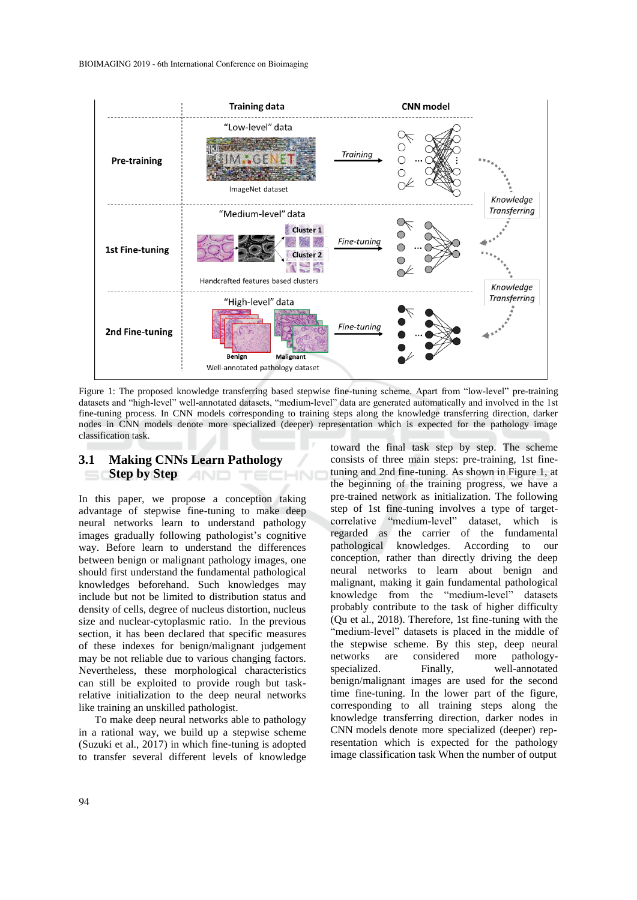Figure 1: The proposed knowledge transferring based stepwise fine-tuning scheme. Apart from "low-level" pre-training datasets and "high-level" well-annotated datasets, "medium-level" data are generated automatically and involved in the 1st fine-tuning process. In CNN models corresponding to training steps along the knowledge transferring direction, darker nodes in CNN models denote more specialized (deeper) representation which is expected for the pathology image classification task.

### 3.1 Making CNNs Learn Pathology Step by Step

In this paper, we propose a conception taking advantage of stepwise fine-tuning to make deep neural networks learn to understand pathology images gradually following pathologist's cognitive way. Before learn to understand the differences between benign or malignant pathology images, one should first understand the fundamental pathological knowledges beforehand. Such knowledges may include but not be limited to distribution status and density of cells, degree of nucleus distortion, nucleus size and nuclear-cytoplasmic ratio. In the previous section, it has been declared that specific measures of these indexes for benign/malignant judgement may be not reliable due to various changing factors. Nevertheless, these morphological characteristics can still be exploited to provide rough but task-relative initialization to the deep neural networks like training an unskilled pathologist.

To make deep neural networks able to pathology in a rational way, we build up a stepwise scheme (Suzuki et al., 2017) in which fine-tuning is adopted to transfer several different levels of knowledge toward the final task step by step. The scheme consists of three main steps: pre-training, 1st fine-tuning and 2nd fine-tuning. As shown in Figure 1, at the beginning of the training progress, we have a pre-trained network as initialization. The following step of 1st fine-tuning involves a type of target-correlative "medium-level" dataset, which is regarded as the carrier of the fundamental pathological knowledges. According to our conception, rather than directly driving the deep neural networks to learn about benign and malignant, making it gain fundamental pathological knowledge from the "medium-level" datasets probably contribute to the task of higher difficulty (Qu et al., 2018). Therefore, 1st fine-tuning with the "medium-level" datasets is placed in the middle of the stepwise scheme. By this step, deep neural networks are considered more pathology-specialized. Finally, well-annotated benign/malignant images are used for the second time fine-tuning. In the lower part of the figure, corresponding to all training steps along the knowledge transferring direction, darker nodes in CNN models denote more specialized (deeper) representation which is expected for the pathology image classification task When the number of output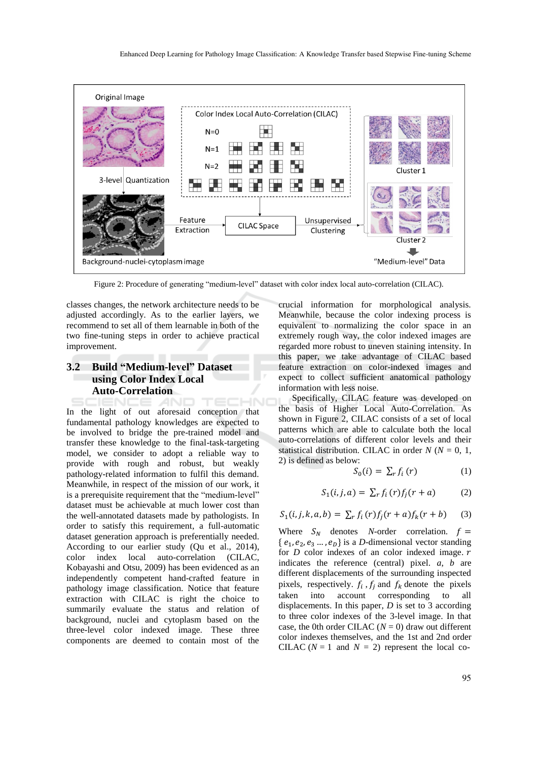Figure 2: Procedure of generating "medium-level" dataset with color index local auto-correlation (CILAC).

classes changes, the network architecture needs to be adjusted accordingly. As to the earlier layers, we recommend to set all of them learnable in both of the two fine-tuning steps in order to achieve practical improvement.

### 3.2 Build "Medium-level" Dataset using Color Index Local Auto-Correlation

In the light of out aforesaid conception that fundamental pathology knowledges are expected to be involved to bridge the pre-trained model and transfer these knowledge to the final-task-targeting model, we consider to adopt a reliable way to provide with rough and robust, but weakly pathology-related information to fulfil this demand. Meanwhile, in respect of the mission of our work, it is a prerequisite requirement that the "medium-level" dataset must be achievable at much lower cost than the well-annotated datasets made by pathologists. In order to satisfy this requirement, a full-automatic dataset generation approach is preferentially needed. According to our earlier study (Qu et al., 2014), color index local auto-correlation (CILAC, Kobayashi and Otsu, 2009) has been evidenced as an independently competent hand-crafted feature in pathology image classification. Notice that feature extraction with CILAC is right the choice to summarily evaluate the status and relation of background, nuclei and cytoplasm based on the three-level color indexed image. These three components are deemed to contain most of the crucial information for morphological analysis. Meanwhile, because the color indexing process is equivalent to normalizing the color space in an extremely rough way, the color indexed images are regarded more robust to uneven staining intensity. In this paper, we take advantage of CILAC based feature extraction on color-indexed images and expect to collect sufficient anatomical pathology information with less noise.

Specifically, CILAC feature was developed on the basis of Higher Local Auto-Correlation. As shown in Figure 2, CILAC consists of a set of local patterns which are able to calculate both the local auto-correlations of different color levels and their statistical distribution. CILAC in order $N$ ($N$ = 0, 1, 2) is defined as below:

$$S_0(i) = \sum_r f_i(r) \quad (1)$$

$$S_1(i,j,a) = \sum_r f_i(r) f_j(r+a) \quad (2)$$

$$S_1(i,j,k,a,b) = \sum_r f_i(r) f_j(r+a) f_k(r+b) \quad (3)$$

Where $S_N$ denotes $N$-order correlation. $f = \{e_1, e_2, e_3 \ldots, e_D\}$ is a $D$-dimensional vector standing for $D$ color indexes of an color indexed image. $r$ indicates the reference (central) pixel. $a$, $b$ are different displacements of the surrounding inspected pixels, respectively. $f_i$, $f_j$ and $f_k$ denote the pixels taken into account corresponding to all displacements. In this paper, $D$ is set to 3 according to three color indexes of the 3-level image. In that case, the 0th order CILAC ($N$ = 0) draw out different color indexes themselves, and the 1st and 2nd order CILAC ($N$ = 1 and $N$ = 2) represent the local co-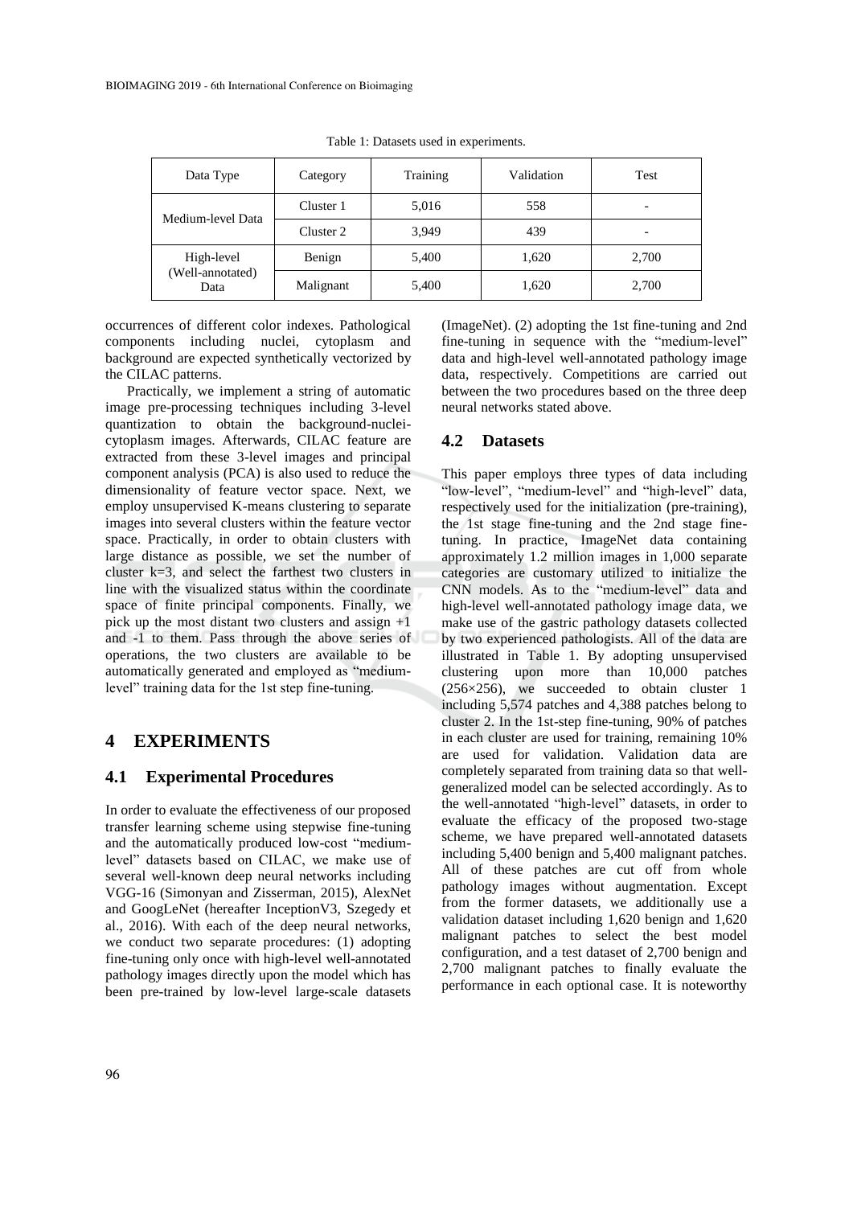Table 1: Datasets used in experiments.

| Data Type | Category | Training | Validation | Test |
|---|---|---|---|---|
| Medium-level Data | Cluster 1 | 5,016 | 558 | - |
| | Cluster 2 | 3,949 | 439 | - |
| High-level (Well-annotated) Data | Benign | 5,400 | 1,620 | 2,700 |
| | Malignant | 5,400 | 1,620 | 2,700 |

occurrences of different color indexes. Pathological components including nuclei, cytoplasm and background are expected synthetically vectorized by the CILAC patterns.

Practically, we implement a string of automatic image pre-processing techniques including 3-level quantization to obtain the background-nuclei-cytoplasm images. Afterwards, CILAC feature are extracted from these 3-level images and principal component analysis (PCA) is also used to reduce the dimensionality of feature vector space. Next, we employ unsupervised K-means clustering to separate images into several clusters within the feature vector space. Practically, in order to obtain clusters with large distance as possible, we set the number of cluster k=3, and select the farthest two clusters in line with the visualized status within the coordinate space of finite principal components. Finally, we pick up the most distant two clusters and assign +1 and -1 to them. Pass through the above series of operations, the two clusters are available to be automatically generated and employed as "medium-level" training data for the 1st step fine-tuning.

# 4 EXPERIMENTS

## 4.1 Experimental Procedures

In order to evaluate the effectiveness of our proposed transfer learning scheme using stepwise fine-tuning and the automatically produced low-cost "medium-level" datasets based on CILAC, we make use of several well-known deep neural networks including VGG-16 (Simonyan and Zisserman, 2015), AlexNet and GoogLeNet (hereafter InceptionV3, Szegedy et al., 2016). With each of the deep neural networks, we conduct two separate procedures: (1) adopting fine-tuning only once with high-level well-annotated pathology images directly upon the model which has been pre-trained by low-level large-scale datasets (ImageNet). (2) adopting the 1st fine-tuning and 2nd fine-tuning in sequence with the "medium-level" data and high-level well-annotated pathology image data, respectively. Competitions are carried out between the two procedures based on the three deep neural networks stated above.

## 4.2 Datasets

This paper employs three types of data including "low-level", "medium-level" and "high-level" data, respectively used for the initialization (pre-training), the 1st stage fine-tuning and the 2nd stage fine-tuning. In practice, ImageNet data containing approximately 1.2 million images in 1,000 separate categories are customary utilized to initialize the CNN models. As to the "medium-level" data and high-level well-annotated pathology image data, we make use of the gastric pathology datasets collected by two experienced pathologists. All of the data are illustrated in Table 1. By adopting unsupervised clustering upon more than 10,000 patches (256×256), we succeeded to obtain cluster 1 including 5,574 patches and 4,388 patches belong to cluster 2. In the 1st-step fine-tuning, 90% of patches in each cluster are used for training, remaining 10% are used for validation. Validation data are completely separated from training data so that well-generalized model can be selected accordingly. As to the well-annotated "high-level" datasets, in order to evaluate the efficacy of the proposed two-stage scheme, we have prepared well-annotated datasets including 5,400 benign and 5,400 malignant patches. All of these patches are cut off from whole pathology images without augmentation. Except from the former datasets, we additionally use a validation dataset including 1,620 benign and 1,620 malignant patches to select the best model configuration, and a test dataset of 2,700 benign and 2,700 malignant patches to finally evaluate the performance in each optional case. It is noteworthy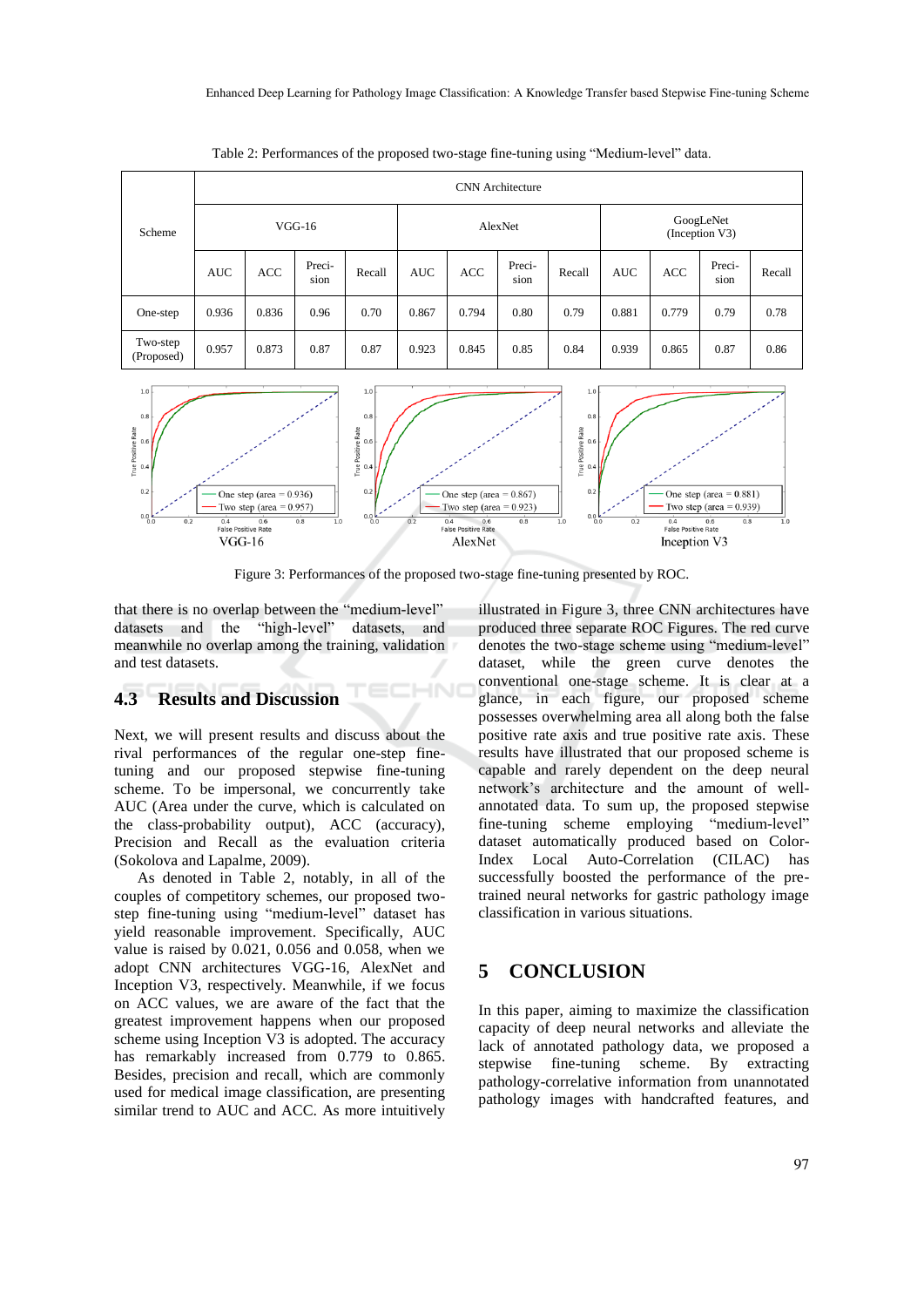Table 2: Performances of the proposed two-stage fine-tuning using "Medium-level" data.

| Scheme | CNN Architecture | | | | | | | | | | | |
|---|---|---|---|---|---|---|---|---|---|---|---|---|
| | VGG-16 | | | | AlexNet | | | | GoogLeNet (Inception V3) | | | |
| | AUC | ACC | Preci-sion | Recall | AUC | ACC | Preci-sion | Recall | AUC | ACC | Preci-sion | Recall |
| One-step | 0.936 | 0.836 | 0.96 | 0.70 | 0.867 | 0.794 | 0.80 | 0.79 | 0.881 | 0.779 | 0.79 | 0.78 |
| Two-step (Proposed) | 0.957 | 0.873 | 0.87 | 0.87 | 0.923 | 0.845 | 0.85 | 0.84 | 0.939 | 0.865 | 0.87 | 0.86 |

Figure 3: Performances of the proposed two-stage fine-tuning presented by ROC.

that there is no overlap between the "medium-level" datasets and the "high-level" datasets, and meanwhile no overlap among the training, validation and test datasets.

## 4.3 Results and Discussion

Next, we will present results and discuss about the rival performances of the regular one-step fine-tuning and our proposed stepwise fine-tuning scheme. To be impersonal, we concurrently take AUC (Area under the curve, which is calculated on the class-probability output), ACC (accuracy), Precision and Recall as the evaluation criteria (Sokolova and Lapalme, 2009).

As denoted in Table 2, notably, in all of the couples of competitory schemes, our proposed two-step fine-tuning using "medium-level" dataset has yield reasonable improvement. Specifically, AUC value is raised by 0.021, 0.056 and 0.058, when we adopt CNN architectures VGG-16, AlexNet and Inception V3, respectively. Meanwhile, if we focus on ACC values, we are aware of the fact that the greatest improvement happens when our proposed scheme using Inception V3 is adopted. The accuracy has remarkably increased from 0.779 to 0.865. Besides, precision and recall, which are commonly used for medical image classification, are presenting similar trend to AUC and ACC. As more intuitively illustrated in Figure 3, three CNN architectures have produced three separate ROC Figures. The red curve denotes the two-stage scheme using "medium-level" dataset, while the green curve denotes the conventional one-stage scheme. It is clear at a glance, in each figure, our proposed scheme possesses overwhelming area all along both the false positive rate axis and true positive rate axis. These results have illustrated that our proposed scheme is capable and rarely dependent on the deep neural network's architecture and the amount of well-annotated data. To sum up, the proposed stepwise fine-tuning scheme employing "medium-level" dataset automatically produced based on Color-Index Local Auto-Correlation (CILAC) has successfully boosted the performance of the pre-trained neural networks for gastric pathology image classification in various situations.

# 5 CONCLUSION

In this paper, aiming to maximize the classification capacity of deep neural networks and alleviate the lack of annotated pathology data, we proposed a stepwise fine-tuning scheme. By extracting pathology-correlative information from unannotated pathology images with handcrafted features, and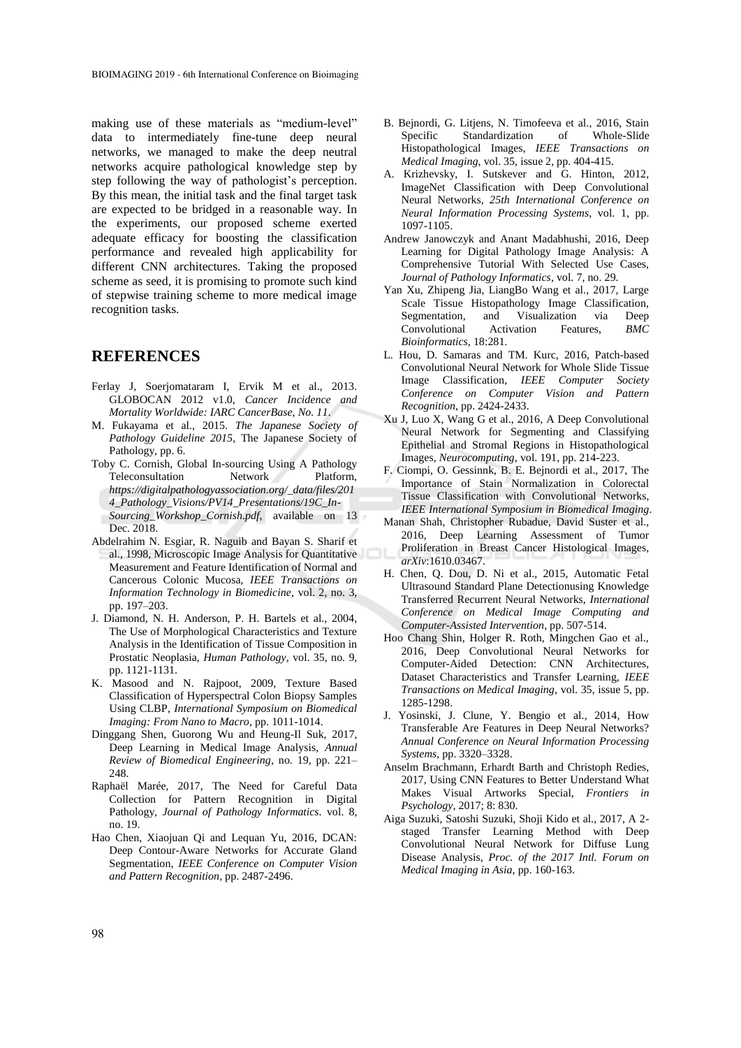making use of these materials as "medium-level" data to intermediately fine-tune deep neural networks, we managed to make the deep neutral networks acquire pathological knowledge step by step following the way of pathologist's perception. By this mean, the initial task and the final target task are expected to be bridged in a reasonable way. In the experiments, our proposed scheme exerted adequate efficacy for boosting the classification performance and revealed high applicability for different CNN architectures. Taking the proposed scheme as seed, it is promising to promote such kind of stepwise training scheme to more medical image recognition tasks.

## REFERENCES

Ferlay J, Soerjomataram I, Ervik M et al., 2013. GLOBOCAN 2012 v1.0, *Cancer Incidence and Mortality Worldwide: IARC CancerBase, No. 11*.

M. Fukayama et al., 2015. *The Japanese Society of Pathology Guideline 2015*, The Japanese Society of Pathology, pp. 6.

Toby C. Cornish, Global In-sourcing Using A Pathology Teleconsultation Network Platform, *https://digitalpathologyassociation.org/_data/files/2014_Pathology_Visions/PV14_Presentations/19C_In-Sourcing_Workshop_Cornish.pdf*, available on 13 Dec. 2018.

Abdelrahim N. Esgiar, R. Naguib and Bayan S. Sharif et al., 1998, Microscopic Image Analysis for Quantitative Measurement and Feature Identification of Normal and Cancerous Colonic Mucosa, *IEEE Transactions on Information Technology in Biomedicine*, vol. 2, no. 3, pp. 197–203.

J. Diamond, N. H. Anderson, P. H. Bartels et al., 2004, The Use of Morphological Characteristics and Texture Analysis in the Identification of Tissue Composition in Prostatic Neoplasia, *Human Pathology*, vol. 35, no. 9, pp. 1121-1131.

K. Masood and N. Rajpoot, 2009, Texture Based Classification of Hyperspectral Colon Biopsy Samples Using CLBP, *International Symposium on Biomedical Imaging: From Nano to Macro*, pp. 1011-1014.

Dinggang Shen, Guorong Wu and Heung-Il Suk, 2017, Deep Learning in Medical Image Analysis, *Annual Review of Biomedical Engineering*, no. 19, pp. 221–248.

Raphaël Marée, 2017, The Need for Careful Data Collection for Pattern Recognition in Digital Pathology, *Journal of Pathology Informatics*. vol. 8, no. 19.

Hao Chen, Xiaojuan Qi and Lequan Yu, 2016, DCAN: Deep Contour-Aware Networks for Accurate Gland Segmentation, *IEEE Conference on Computer Vision and Pattern Recognition*, pp. 2487-2496.

B. Bejnordi, G. Litjens, N. Timofeeva et al., 2016, Stain Specific Standardization of Whole-Slide Histopathological Images, *IEEE Transactions on Medical Imaging*, vol. 35, issue 2, pp. 404-415.

A. Krizhevsky, I. Sutskever and G. Hinton, 2012, ImageNet Classification with Deep Convolutional Neural Networks, *25th International Conference on Neural Information Processing Systems*, vol. 1, pp. 1097-1105.

Andrew Janowczyk and Anant Madabhushi, 2016, Deep Learning for Digital Pathology Image Analysis: A Comprehensive Tutorial With Selected Use Cases, *Journal of Pathology Informatics*, vol. 7, no. 29.

Yan Xu, Zhipeng Jia, LiangBo Wang et al., 2017, Large Scale Tissue Histopathology Image Classification, Segmentation, and Visualization via Deep Convolutional Activation Features, *BMC Bioinformatics*, 18:281.

L. Hou, D. Samaras and TM. Kurc, 2016, Patch-based Convolutional Neural Network for Whole Slide Tissue Image Classification, *IEEE Computer Society Conference on Computer Vision and Pattern Recognition*, pp. 2424-2433.

Xu J, Luo X, Wang G et al., 2016, A Deep Convolutional Neural Network for Segmenting and Classifying Epithelial and Stromal Regions in Histopathological Images, *Neurocomputing*, vol. 191, pp. 214-223.

F. Ciompi, O. Gessinnk, B. E. Bejnordi et al., 2017, The Importance of Stain Normalization in Colorectal Tissue Classification with Convolutional Networks, *IEEE International Symposium in Biomedical Imaging*.

Manan Shah, Christopher Rubadue, David Suster et al., 2016, Deep Learning Assessment of Tumor Proliferation in Breast Cancer Histological Images, *arXiv*:1610.03467.

H. Chen, Q. Dou, D. Ni et al., 2015, Automatic Fetal Ultrasound Standard Plane Detectionusing Knowledge Transferred Recurrent Neural Networks, *International Conference on Medical Image Computing and Computer-Assisted Intervention*, pp. 507-514.

Hoo Chang Shin, Holger R. Roth, Mingchen Gao et al., 2016, Deep Convolutional Neural Networks for Computer-Aided Detection: CNN Architectures, Dataset Characteristics and Transfer Learning, *IEEE Transactions on Medical Imaging*, vol. 35, issue 5, pp. 1285-1298.

J. Yosinski, J. Clune, Y. Bengio et al., 2014, How Transferable Are Features in Deep Neural Networks? *Annual Conference on Neural Information Processing Systems*, pp. 3320–3328.

Anselm Brachmann, Erhardt Barth and Christoph Redies, 2017, Using CNN Features to Better Understand What Makes Visual Artworks Special, *Frontiers in Psychology*, 2017; 8: 830.

Aiga Suzuki, Satoshi Suzuki, Shoji Kido et al., 2017, A 2-staged Transfer Learning Method with Deep Convolutional Neural Network for Diffuse Lung Disease Analysis, *Proc. of the 2017 Intl. Forum on Medical Imaging in Asia*, pp. 160-163.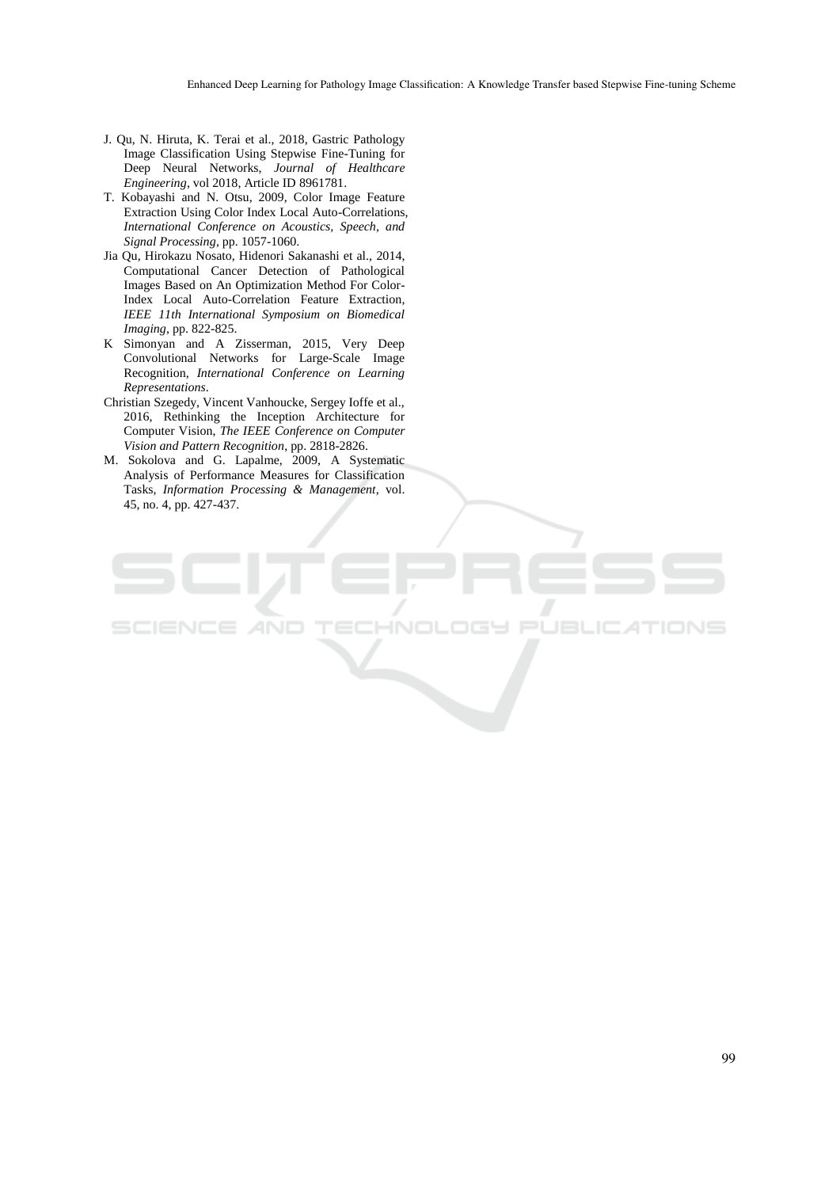J. Qu, N. Hiruta, K. Terai et al., 2018, Gastric Pathology Image Classification Using Stepwise Fine-Tuning for Deep Neural Networks, *Journal of Healthcare Engineering*, vol 2018, Article ID 8961781.

T. Kobayashi and N. Otsu, 2009, Color Image Feature Extraction Using Color Index Local Auto-Correlations, *International Conference on Acoustics, Speech, and Signal Processing*, pp. 1057-1060.

Jia Qu, Hirokazu Nosato, Hidenori Sakanashi et al., 2014, Computational Cancer Detection of Pathological Images Based on An Optimization Method For Color-Index Local Auto-Correlation Feature Extraction, *IEEE 11th International Symposium on Biomedical Imaging*, pp. 822-825.

K Simonyan and A Zisserman, 2015, Very Deep Convolutional Networks for Large-Scale Image Recognition, *International Conference on Learning Representations*.

Christian Szegedy, Vincent Vanhoucke, Sergey Ioffe et al., 2016, Rethinking the Inception Architecture for Computer Vision, *The IEEE Conference on Computer Vision and Pattern Recognition*, pp. 2818-2826.

M. Sokolova and G. Lapalme, 2009, A Systematic Analysis of Performance Measures for Classification Tasks, *Information Processing & Management*, vol. 45, no. 4, pp. 427-437.